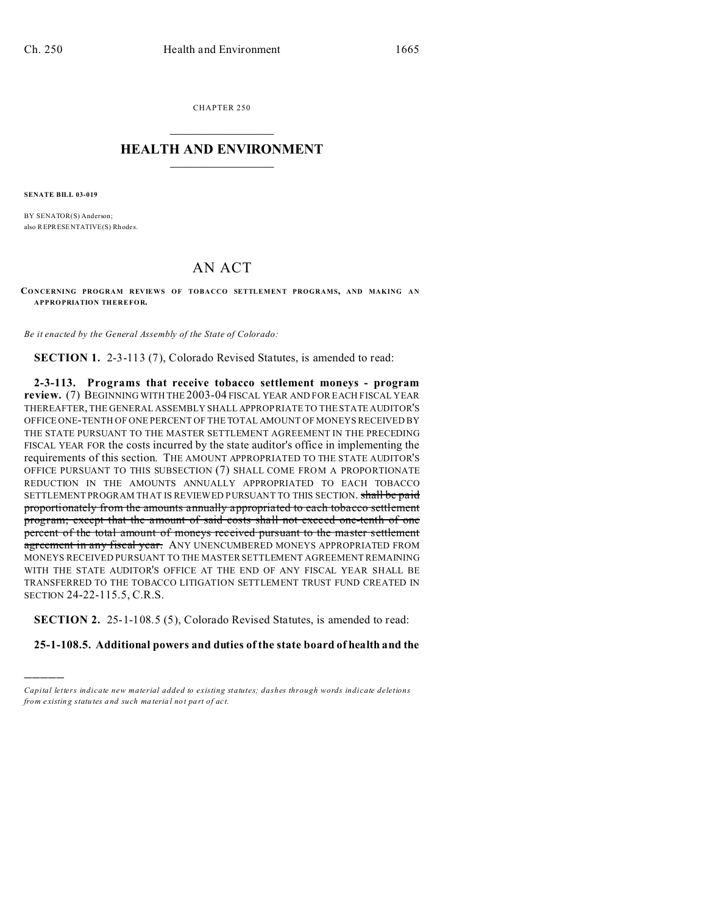CHAPTER 250

# HEALTH AND ENVIRONMENT

**SENATE BILL 03-019**

BY SENATOR(S) Anderson;
also REPRESENTATIVE(S) Rhodes.

# AN ACT

**CONCERNING PROGRAM REVIEWS OF TOBACCO SETTLEMENT PROGRAMS, AND MAKING AN APPROPRIATION THEREFOR.**

*Be it enacted by the General Assembly of the State of Colorado:*

**SECTION 1.** 2-3-113 (7), Colorado Revised Statutes, is amended to read:

**2-3-113. Programs that receive tobacco settlement moneys - program review.** (7) BEGINNING WITH THE 2003-04 FISCAL YEAR AND FOR EACH FISCAL YEAR THEREAFTER, THE GENERAL ASSEMBLY SHALL APPROPRIATE TO THE STATE AUDITOR'S OFFICE ONE-TENTH OF ONE PERCENT OF THE TOTAL AMOUNT OF MONEYS RECEIVED BY THE STATE PURSUANT TO THE MASTER SETTLEMENT AGREEMENT IN THE PRECEDING FISCAL YEAR FOR the costs incurred by the state auditor's office in implementing the requirements of this section. THE AMOUNT APPROPRIATED TO THE STATE AUDITOR'S OFFICE PURSUANT TO THIS SUBSECTION (7) SHALL COME FROM A PROPORTIONATE REDUCTION IN THE AMOUNTS ANNUALLY APPROPRIATED TO EACH TOBACCO SETTLEMENT PROGRAM THAT IS REVIEWED PURSUANT TO THIS SECTION. ~~shall be paid proportionately from the amounts annually appropriated to each tobacco settlement program; except that the amount of said costs shall not exceed one-tenth of one percent of the total amount of moneys received pursuant to the master settlement agreement in any fiscal year.~~ ANY UNENCUMBERED MONEYS APPROPRIATED FROM MONEYS RECEIVED PURSUANT TO THE MASTER SETTLEMENT AGREEMENT REMAINING WITH THE STATE AUDITOR'S OFFICE AT THE END OF ANY FISCAL YEAR SHALL BE TRANSFERRED TO THE TOBACCO LITIGATION SETTLEMENT TRUST FUND CREATED IN SECTION 24-22-115.5, C.R.S.

**SECTION 2.** 25-1-108.5 (5), Colorado Revised Statutes, is amended to read:

**25-1-108.5. Additional powers and duties of the state board of health and the**

*Capital letters indicate new material added to existing statutes; dashes through words indicate deletions from existing statutes and such material not part of act.*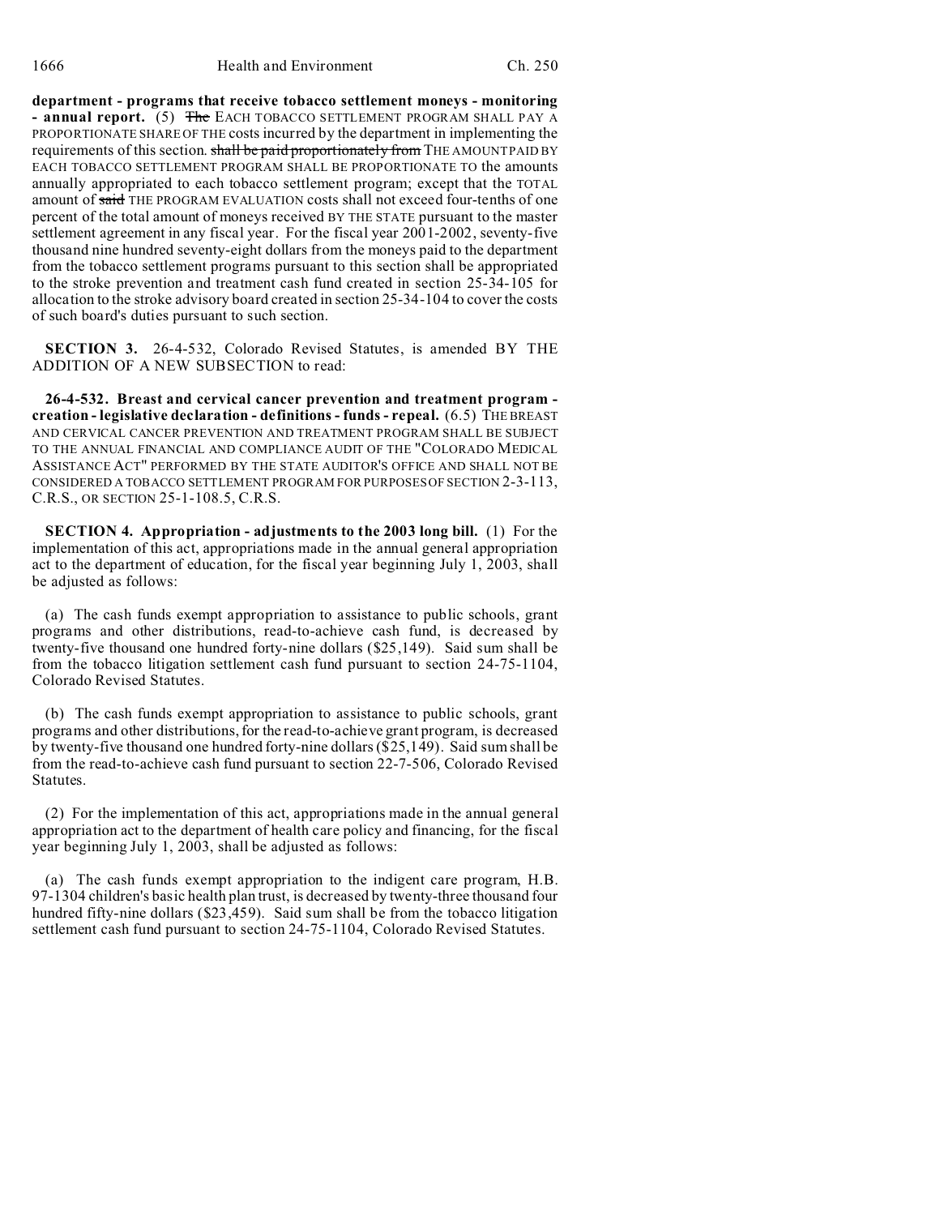**department - programs that receive tobacco settlement moneys - monitoring - annual report.** (5) ~~The~~ EACH TOBACCO SETTLEMENT PROGRAM SHALL PAY A PROPORTIONATE SHARE OF THE costs incurred by the department in implementing the requirements of this section. ~~shall be paid proportionately from~~ THE AMOUNT PAID BY EACH TOBACCO SETTLEMENT PROGRAM SHALL BE PROPORTIONATE TO the amounts annually appropriated to each tobacco settlement program; except that the TOTAL amount of ~~said~~ THE PROGRAM EVALUATION costs shall not exceed four-tenths of one percent of the total amount of moneys received BY THE STATE pursuant to the master settlement agreement in any fiscal year. For the fiscal year 2001-2002, seventy-five thousand nine hundred seventy-eight dollars from the moneys paid to the department from the tobacco settlement programs pursuant to this section shall be appropriated to the stroke prevention and treatment cash fund created in section 25-34-105 for allocation to the stroke advisory board created in section 25-34-104 to cover the costs of such board's duties pursuant to such section.

**SECTION 3.** 26-4-532, Colorado Revised Statutes, is amended BY THE ADDITION OF A NEW SUBSECTION to read:

**26-4-532. Breast and cervical cancer prevention and treatment program - creation - legislative declaration - definitions - funds - repeal.** (6.5) THE BREAST AND CERVICAL CANCER PREVENTION AND TREATMENT PROGRAM SHALL BE SUBJECT TO THE ANNUAL FINANCIAL AND COMPLIANCE AUDIT OF THE "COLORADO MEDICAL ASSISTANCE ACT" PERFORMED BY THE STATE AUDITOR'S OFFICE AND SHALL NOT BE CONSIDERED A TOBACCO SETTLEMENT PROGRAM FOR PURPOSES OF SECTION 2-3-113, C.R.S., OR SECTION 25-1-108.5, C.R.S.

**SECTION 4. Appropriation - adjustments to the 2003 long bill.** (1) For the implementation of this act, appropriations made in the annual general appropriation act to the department of education, for the fiscal year beginning July 1, 2003, shall be adjusted as follows:

(a) The cash funds exempt appropriation to assistance to public schools, grant programs and other distributions, read-to-achieve cash fund, is decreased by twenty-five thousand one hundred forty-nine dollars ($25,149). Said sum shall be from the tobacco litigation settlement cash fund pursuant to section 24-75-1104, Colorado Revised Statutes.

(b) The cash funds exempt appropriation to assistance to public schools, grant programs and other distributions, for the read-to-achieve grant program, is decreased by twenty-five thousand one hundred forty-nine dollars ($25,149). Said sum shall be from the read-to-achieve cash fund pursuant to section 22-7-506, Colorado Revised Statutes.

(2) For the implementation of this act, appropriations made in the annual general appropriation act to the department of health care policy and financing, for the fiscal year beginning July 1, 2003, shall be adjusted as follows:

(a) The cash funds exempt appropriation to the indigent care program, H.B. 97-1304 children's basic health plan trust, is decreased by twenty-three thousand four hundred fifty-nine dollars ($23,459). Said sum shall be from the tobacco litigation settlement cash fund pursuant to section 24-75-1104, Colorado Revised Statutes.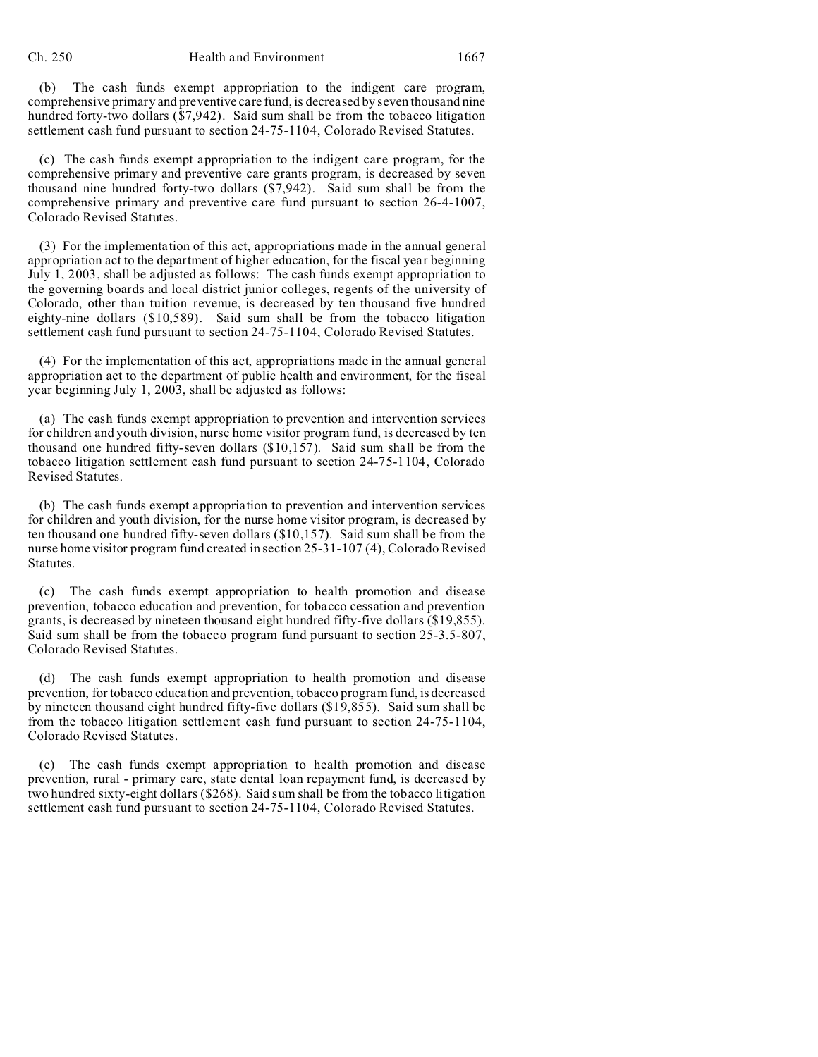(b) The cash funds exempt appropriation to the indigent care program, comprehensive primary and preventive care fund, is decreased by seven thousand nine hundred forty-two dollars ($7,942). Said sum shall be from the tobacco litigation settlement cash fund pursuant to section 24-75-1104, Colorado Revised Statutes.

(c) The cash funds exempt appropriation to the indigent care program, for the comprehensive primary and preventive care grants program, is decreased by seven thousand nine hundred forty-two dollars ($7,942). Said sum shall be from the comprehensive primary and preventive care fund pursuant to section 26-4-1007, Colorado Revised Statutes.

(3) For the implementation of this act, appropriations made in the annual general appropriation act to the department of higher education, for the fiscal year beginning July 1, 2003, shall be adjusted as follows: The cash funds exempt appropriation to the governing boards and local district junior colleges, regents of the university of Colorado, other than tuition revenue, is decreased by ten thousand five hundred eighty-nine dollars ($10,589). Said sum shall be from the tobacco litigation settlement cash fund pursuant to section 24-75-1104, Colorado Revised Statutes.

(4) For the implementation of this act, appropriations made in the annual general appropriation act to the department of public health and environment, for the fiscal year beginning July 1, 2003, shall be adjusted as follows:

(a) The cash funds exempt appropriation to prevention and intervention services for children and youth division, nurse home visitor program fund, is decreased by ten thousand one hundred fifty-seven dollars ($10,157). Said sum shall be from the tobacco litigation settlement cash fund pursuant to section 24-75-1104, Colorado Revised Statutes.

(b) The cash funds exempt appropriation to prevention and intervention services for children and youth division, for the nurse home visitor program, is decreased by ten thousand one hundred fifty-seven dollars ($10,157). Said sum shall be from the nurse home visitor program fund created in section 25-31-107 (4), Colorado Revised Statutes.

(c) The cash funds exempt appropriation to health promotion and disease prevention, tobacco education and prevention, for tobacco cessation and prevention grants, is decreased by nineteen thousand eight hundred fifty-five dollars ($19,855). Said sum shall be from the tobacco program fund pursuant to section 25-3.5-807, Colorado Revised Statutes.

(d) The cash funds exempt appropriation to health promotion and disease prevention, for tobacco education and prevention, tobacco program fund, is decreased by nineteen thousand eight hundred fifty-five dollars ($19,855). Said sum shall be from the tobacco litigation settlement cash fund pursuant to section 24-75-1104, Colorado Revised Statutes.

(e) The cash funds exempt appropriation to health promotion and disease prevention, rural - primary care, state dental loan repayment fund, is decreased by two hundred sixty-eight dollars ($268). Said sum shall be from the tobacco litigation settlement cash fund pursuant to section 24-75-1104, Colorado Revised Statutes.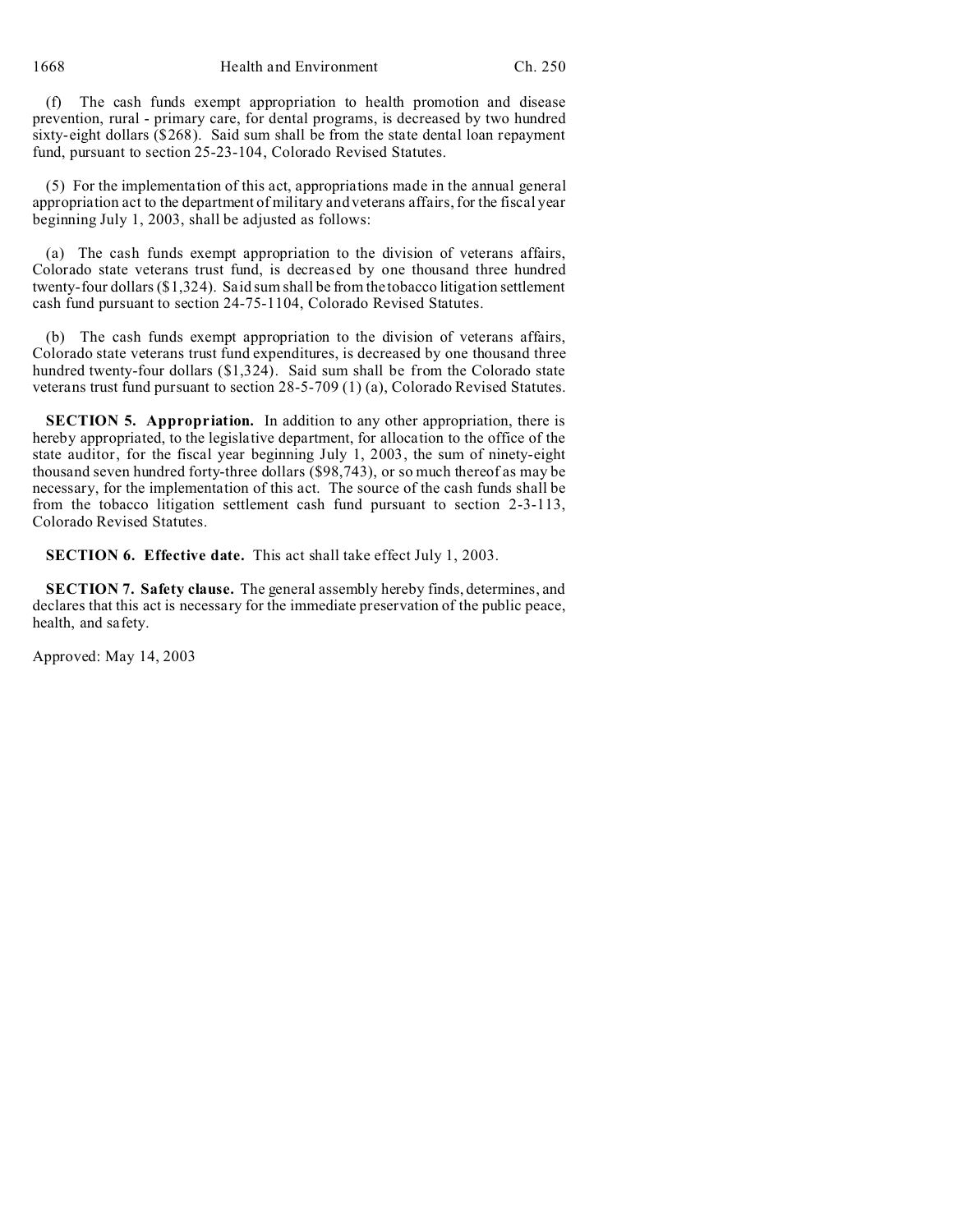(f) The cash funds exempt appropriation to health promotion and disease prevention, rural - primary care, for dental programs, is decreased by two hundred sixty-eight dollars ($268). Said sum shall be from the state dental loan repayment fund, pursuant to section 25-23-104, Colorado Revised Statutes.

(5) For the implementation of this act, appropriations made in the annual general appropriation act to the department of military and veterans affairs, for the fiscal year beginning July 1, 2003, shall be adjusted as follows:

(a) The cash funds exempt appropriation to the division of veterans affairs, Colorado state veterans trust fund, is decreased by one thousand three hundred twenty-four dollars ($1,324). Said sum shall be from the tobacco litigation settlement cash fund pursuant to section 24-75-1104, Colorado Revised Statutes.

(b) The cash funds exempt appropriation to the division of veterans affairs, Colorado state veterans trust fund expenditures, is decreased by one thousand three hundred twenty-four dollars ($1,324). Said sum shall be from the Colorado state veterans trust fund pursuant to section 28-5-709 (1) (a), Colorado Revised Statutes.

**SECTION 5. Appropriation.** In addition to any other appropriation, there is hereby appropriated, to the legislative department, for allocation to the office of the state auditor, for the fiscal year beginning July 1, 2003, the sum of ninety-eight thousand seven hundred forty-three dollars ($98,743), or so much thereof as may be necessary, for the implementation of this act. The source of the cash funds shall be from the tobacco litigation settlement cash fund pursuant to section 2-3-113, Colorado Revised Statutes.

**SECTION 6. Effective date.** This act shall take effect July 1, 2003.

**SECTION 7. Safety clause.** The general assembly hereby finds, determines, and declares that this act is necessary for the immediate preservation of the public peace, health, and safety.

Approved: May 14, 2003